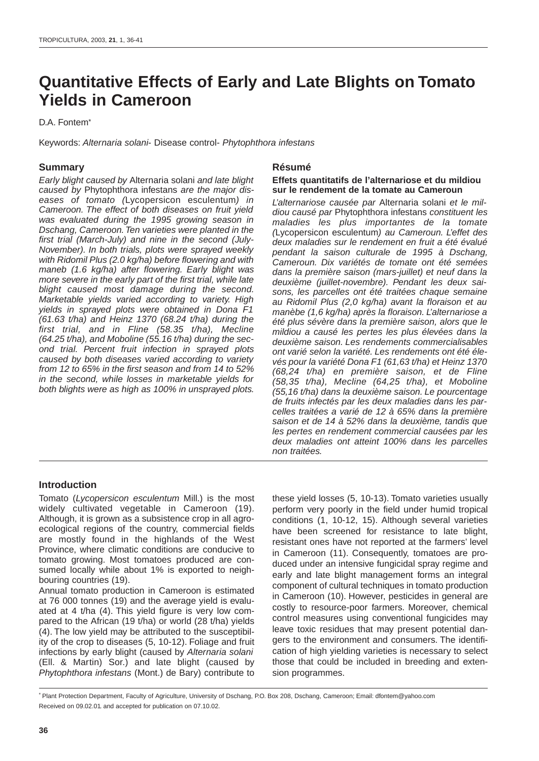# Quantitative Effects of Early and Late Blights on Tomato Yields in Cameroon

D.A. Fontem*

Keywords: *Alternaria solani*- Disease control- *Phytophthora infestans*

## Summary

*Early blight caused by* Alternaria solani *and late blight caused by* Phytophthora infestans *are the major diseases of tomato (*Lycopersicon esculentum*) in Cameroon. The effect of both diseases on fruit yield was evaluated during the 1995 growing season in Dschang, Cameroon. Ten varieties were planted in the first trial (March-July) and nine in the second (July-November). In both trials, plots were sprayed weekly with Ridomil Plus (2.0 kg/ha) before flowering and with maneb (1.6 kg/ha) after flowering. Early blight was more severe in the early part of the first trial, while late blight caused most damage during the second. Marketable yields varied according to variety. High yields in sprayed plots were obtained in Dona F1 (61.63 t/ha) and Heinz 1370 (68.24 t/ha) during the first trial, and in Fline (58.35 t/ha), Mecline (64.25 t/ha), and Moboline (55.16 t/ha) during the second trial. Percent fruit infection in sprayed plots caused by both diseases varied according to variety from 12 to 65% in the first season and from 14 to 52% in the second, while losses in marketable yields for both blights were as high as 100% in unsprayed plots.*

## Résumé

**Effets quantitatifs de l'alternariose et du mildiou sur le rendement de la tomate au Cameroun**

*L'alternariose causée par* Alternaria solani *et le mildiou causé par* Phytophthora infestans *constituent les maladies les plus importantes de la tomate (*Lycopersicon esculentum*) au Cameroun. L'effet des deux maladies sur le rendement en fruit a été évalué pendant la saison culturale de 1995 à Dschang, Cameroun. Dix variétés de tomate ont été semées dans la première saison (mars-juillet) et neuf dans la deuxième (juillet-novembre). Pendant les deux saisons, les parcelles ont été traitées chaque semaine au Ridomil Plus (2,0 kg/ha) avant la floraison et au manèbe (1,6 kg/ha) après la floraison. L'alternariose a été plus sévère dans la première saison, alors que le mildiou a causé les pertes les plus élevées dans la deuxième saison. Les rendements commercialisables ont varié selon la variété. Les rendements ont été élevés pour la variété Dona F1 (61,63 t/ha) et Heinz 1370 (68,24 t/ha) en première saison, et de Fline (58,35 t/ha), Mecline (64,25 t/ha), et Moboline (55,16 t/ha) dans la deuxième saison. Le pourcentage de fruits infectés par les deux maladies dans les parcelles traitées a varié de 12 à 65% dans la première saison et de 14 à 52% dans la deuxième, tandis que les pertes en rendement commercial causées par les deux maladies ont atteint 100% dans les parcelles non traitées.*

## Introduction

Tomato (*Lycopersicon esculentum* Mill.) is the most widely cultivated vegetable in Cameroon (19). Although, it is grown as a subsistence crop in all agro-ecological regions of the country, commercial fields are mostly found in the highlands of the West Province, where climatic conditions are conducive to tomato growing. Most tomatoes produced are consumed locally while about 1% is exported to neighbouring countries (19).

Annual tomato production in Cameroon is estimated at 76 000 tonnes (19) and the average yield is evaluated at 4 t/ha (4). This yield figure is very low compared to the African (19 t/ha) or world (28 t/ha) yields (4). The low yield may be attributed to the susceptibility of the crop to diseases (5, 10-12). Foliage and fruit infections by early blight (caused by *Alternaria solani* (Ell. & Martin) Sor.) and late blight (caused by *Phytophthora infestans* (Mont.) de Bary) contribute to these yield losses (5, 10-13). Tomato varieties usually perform very poorly in the field under humid tropical conditions (1, 10-12, 15). Although several varieties have been screened for resistance to late blight, resistant ones have not reported at the farmers' level in Cameroon (11). Consequently, tomatoes are produced under an intensive fungicidal spray regime and early and late blight management forms an integral component of cultural techniques in tomato production in Cameroon (10). However, pesticides in general are costly to resource-poor farmers. Moreover, chemical control measures using conventional fungicides may leave toxic residues that may present potential dangers to the environment and consumers. The identification of high yielding varieties is necessary to select those that could be included in breeding and extension programmes.

* Plant Protection Department, Faculty of Agriculture, University of Dschang, P.O. Box 208, Dschang, Cameroon; Email: dfontem@yahoo.com
Received on 09.02.01. and accepted for publication on 07.10.02.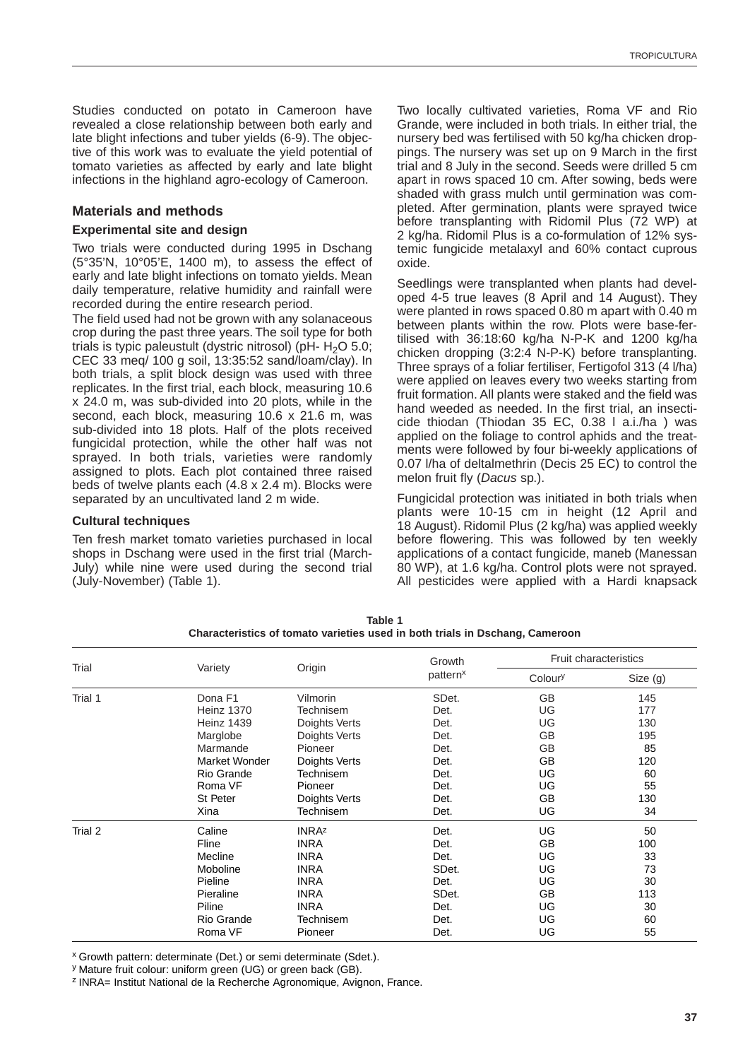Studies conducted on potato in Cameroon have revealed a close relationship between both early and late blight infections and tuber yields (6-9). The objective of this work was to evaluate the yield potential of tomato varieties as affected by early and late blight infections in the highland agro-ecology of Cameroon.

## Materials and methods

### Experimental site and design

Two trials were conducted during 1995 in Dschang (5°35'N, 10°05'E, 1400 m), to assess the effect of early and late blight infections on tomato yields. Mean daily temperature, relative humidity and rainfall were recorded during the entire research period.

The field used had not be grown with any solanaceous crop during the past three years. The soil type for both trials is typic paleustult (dystric nitrosol) (pH- $H_2O$ 5.0; CEC 33 meq/ 100 g soil, 13:35:52 sand/loam/clay). In both trials, a split block design was used with three replicates. In the first trial, each block, measuring 10.6 x 24.0 m, was sub-divided into 20 plots, while in the second, each block, measuring 10.6 x 21.6 m, was sub-divided into 18 plots. Half of the plots received fungicidal protection, while the other half was not sprayed. In both trials, varieties were randomly assigned to plots. Each plot contained three raised beds of twelve plants each (4.8 x 2.4 m). Blocks were separated by an uncultivated land 2 m wide.

### Cultural techniques

Ten fresh market tomato varieties purchased in local shops in Dschang were used in the first trial (March-July) while nine were used during the second trial (July-November) (Table 1).

Two locally cultivated varieties, Roma VF and Rio Grande, were included in both trials. In either trial, the nursery bed was fertilised with 50 kg/ha chicken droppings. The nursery was set up on 9 March in the first trial and 8 July in the second. Seeds were drilled 5 cm apart in rows spaced 10 cm. After sowing, beds were shaded with grass mulch until germination was completed. After germination, plants were sprayed twice before transplanting with Ridomil Plus (72 WP) at 2 kg/ha. Ridomil Plus is a co-formulation of 12% systemic fungicide metalaxyl and 60% contact cuprous oxide.

Seedlings were transplanted when plants had developed 4-5 true leaves (8 April and 14 August). They were planted in rows spaced 0.80 m apart with 0.40 m between plants within the row. Plots were base-fertilised with 36:18:60 kg/ha N-P-K and 1200 kg/ha chicken dropping (3:2:4 N-P-K) before transplanting. Three sprays of a foliar fertiliser, Fertigofol 313 (4 l/ha) were applied on leaves every two weeks starting from fruit formation. All plants were staked and the field was hand weeded as needed. In the first trial, an insecticide thiodan (Thiodan 35 EC, 0.38 l a.i./ha ) was applied on the foliage to control aphids and the treatments were followed by four bi-weekly applications of 0.07 l/ha of deltalmethrin (Decis 25 EC) to control the melon fruit fly (*Dacus* sp.).

Fungicidal protection was initiated in both trials when plants were 10-15 cm in height (12 April and 18 August). Ridomil Plus (2 kg/ha) was applied weekly before flowering. This was followed by ten weekly applications of a contact fungicide, maneb (Manessan 80 WP), at 1.6 kg/ha. Control plots were not sprayed. All pesticides were applied with a Hardi knapsack

**Table 1**
**Characteristics of tomato varieties used in both trials in Dschang, Cameroon**

| Trial | Variety | Origin | Growth pattern[x] | Fruit characteristics | |
|---|---|---|---|---|---|
| | | | | Colour[y] | Size (g) |
| Trial 1 | Dona F1 | Vilmorin | SDet. | GB | 145 |
| | Heinz 1370 | Technisem | Det. | UG | 177 |
| | Heinz 1439 | Doights Verts | Det. | UG | 130 |
| | Marglobe | Doights Verts | Det. | GB | 195 |
| | Marmande | Pioneer | Det. | GB | 85 |
| | Market Wonder | Doights Verts | Det. | GB | 120 |
| | Rio Grande | Technisem | Det. | UG | 60 |
| | Roma VF | Pioneer | Det. | UG | 55 |
| | St Peter | Doights Verts | Det. | GB | 130 |
| | Xina | Technisem | Det. | UG | 34 |
| Trial 2 | Caline | INRA[z] | Det. | UG | 50 |
| | Fline | INRA | Det. | GB | 100 |
| | Mecline | INRA | Det. | UG | 33 |
| | Moboline | INRA | SDet. | UG | 73 |
| | Pieline | INRA | Det. | UG | 30 |
| | Pieraline | INRA | SDet. | GB | 113 |
| | Piline | INRA | Det. | UG | 30 |
| | Rio Grande | Technisem | Det. | UG | 60 |
| | Roma VF | Pioneer | Det. | UG | 55 |

[x] Growth pattern: determinate (Det.) or semi determinate (Sdet.).
[y] Mature fruit colour: uniform green (UG) or green back (GB).
[z] INRA= Institut National de la Recherche Agronomique, Avignon, France.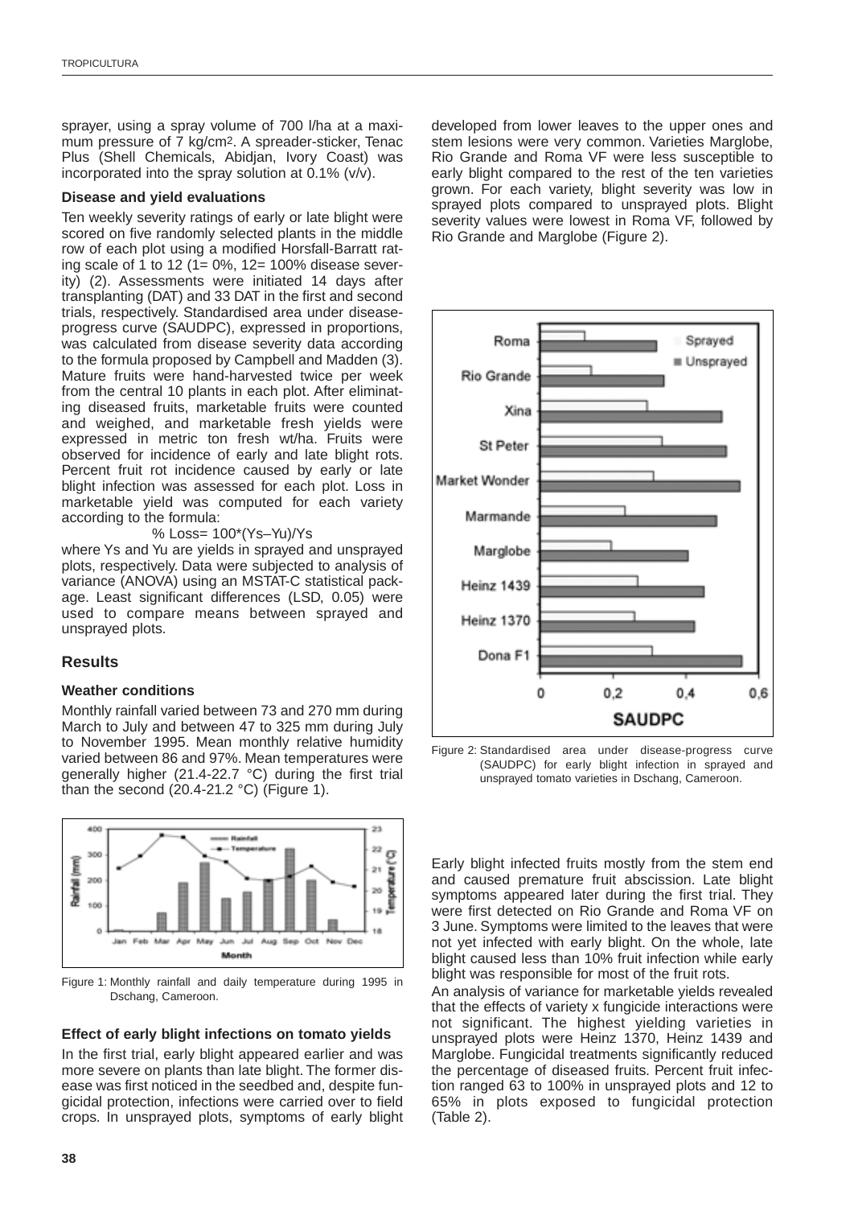sprayer, using a spray volume of 700 l/ha at a maximum pressure of 7 kg/cm². A spreader-sticker, Tenac Plus (Shell Chemicals, Abidjan, Ivory Coast) was incorporated into the spray solution at 0.1% (v/v).

### Disease and yield evaluations

Ten weekly severity ratings of early or late blight were scored on five randomly selected plants in the middle row of each plot using a modified Horsfall-Barratt rating scale of 1 to 12 (1= 0%, 12= 100% disease severity) (2). Assessments were initiated 14 days after transplanting (DAT) and 33 DAT in the first and second trials, respectively. Standardised area under disease-progress curve (SAUDPC), expressed in proportions, was calculated from disease severity data according to the formula proposed by Campbell and Madden (3). Mature fruits were hand-harvested twice per week from the central 10 plants in each plot. After eliminating diseased fruits, marketable fruits were counted and weighed, and marketable fresh yields were expressed in metric ton fresh wt/ha. Fruits were observed for incidence of early and late blight rots. Percent fruit rot incidence caused by early or late blight infection was assessed for each plot. Loss in marketable yield was computed for each variety according to the formula:

$$\% \text{ Loss} = 100*(Ys-Yu)/Ys$$

where Ys and Yu are yields in sprayed and unsprayed plots, respectively. Data were subjected to analysis of variance (ANOVA) using an MSTAT-C statistical package. Least significant differences (LSD, 0.05) were used to compare means between sprayed and unsprayed plots.

## Results

### Weather conditions

Monthly rainfall varied between 73 and 270 mm during March to July and between 47 to 325 mm during July to November 1995. Mean monthly relative humidity varied between 86 and 97%. Mean temperatures were generally higher (21.4-22.7 °C) during the first trial than the second (20.4-21.2 °C) (Figure 1).

Figure 1: Monthly rainfall and daily temperature during 1995 in Dschang, Cameroon.

### Effect of early blight infections on tomato yields

In the first trial, early blight appeared earlier and was more severe on plants than late blight. The former disease was first noticed in the seedbed and, despite fungicidal protection, infections were carried over to field crops. In unsprayed plots, symptoms of early blight developed from lower leaves to the upper ones and stem lesions were very common. Varieties Marglobe, Rio Grande and Roma VF were less susceptible to early blight compared to the rest of the ten varieties grown. For each variety, blight severity was low in sprayed plots compared to unsprayed plots. Blight severity values were lowest in Roma VF, followed by Rio Grande and Marglobe (Figure 2).

Figure 2: Standardised area under disease-progress curve (SAUDPC) for early blight infection in sprayed and unsprayed tomato varieties in Dschang, Cameroon.

Early blight infected fruits mostly from the stem end and caused premature fruit abscission. Late blight symptoms appeared later during the first trial. They were first detected on Rio Grande and Roma VF on 3 June. Symptoms were limited to the leaves that were not yet infected with early blight. On the whole, late blight caused less than 10% fruit infection while early blight was responsible for most of the fruit rots.

An analysis of variance for marketable yields revealed that the effects of variety x fungicide interactions were not significant. The highest yielding varieties in unsprayed plots were Heinz 1370, Heinz 1439 and Marglobe. Fungicidal treatments significantly reduced the percentage of diseased fruits. Percent fruit infection ranged 63 to 100% in unsprayed plots and 12 to 65% in plots exposed to fungicidal protection (Table 2).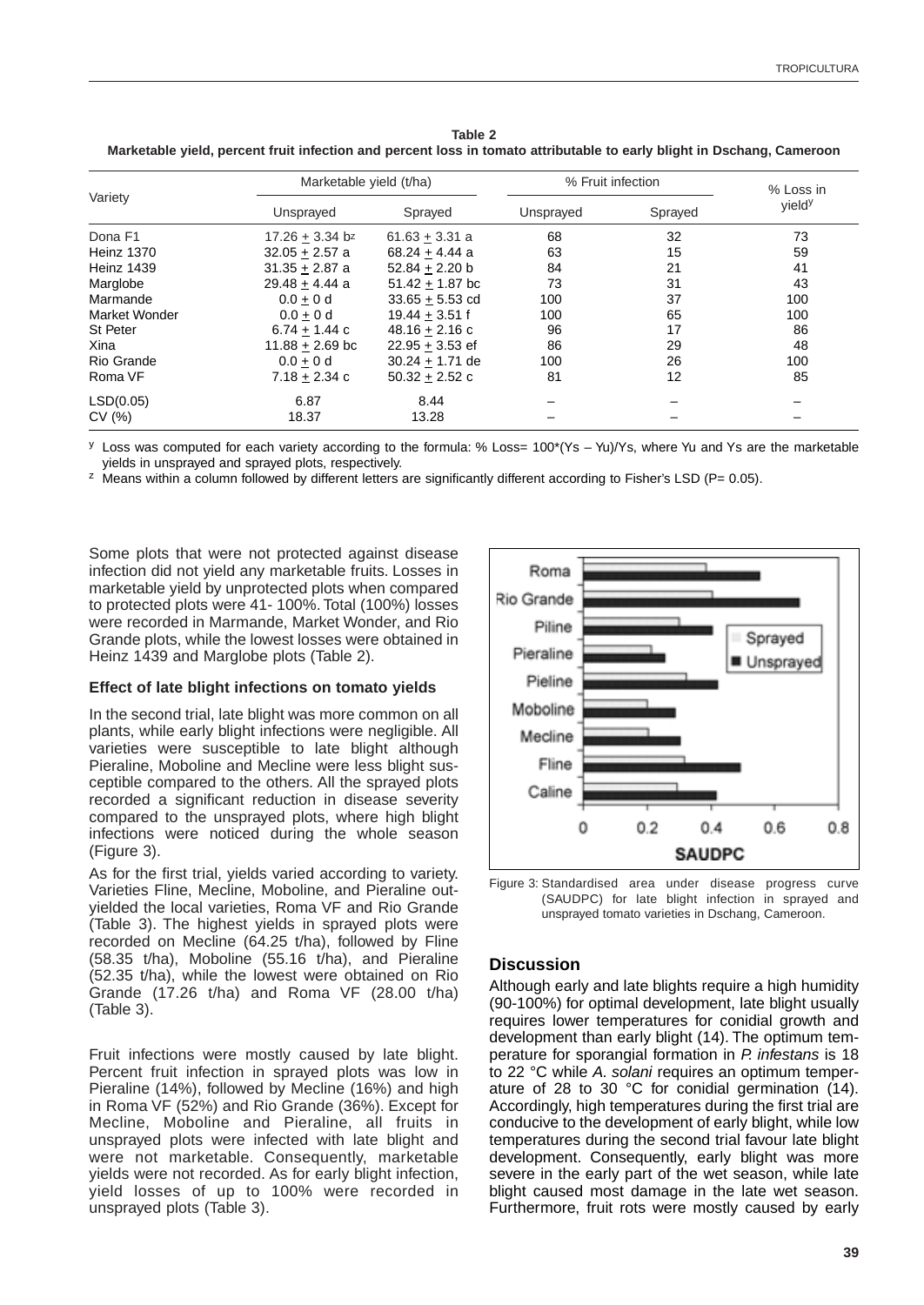**Table 2**
**Marketable yield, percent fruit infection and percent loss in tomato attributable to early blight in Dschang, Cameroon**

| Variety | Marketable yield (t/ha) | | % Fruit infection | | % Loss in yield[y] |
|---|---|---|---|---|---|
| | Unsprayed | Sprayed | Unsprayed | Sprayed | |
| Dona F1 | 17.26 ± 3.34 b[z] | 61.63 ± 3.31 a | 68 | 32 | 73 |
| Heinz 1370 | 32.05 ± 2.57 a | 68.24 ± 4.44 a | 63 | 15 | 59 |
| Heinz 1439 | 31.35 ± 2.87 a | 52.84 ± 2.20 b | 84 | 21 | 41 |
| Marglobe | 29.48 ± 4.44 a | 51.42 ± 1.87 bc | 73 | 31 | 43 |
| Marmande | 0.0 ± 0 d | 33.65 ± 5.53 cd | 100 | 37 | 100 |
| Market Wonder | 0.0 ± 0 d | 19.44 ± 3.51 f | 100 | 65 | 100 |
| St Peter | 6.74 ± 1.44 c | 48.16 ± 2.16 c | 96 | 17 | 86 |
| Xina | 11.88 ± 2.69 bc | 22.95 ± 3.53 ef | 86 | 29 | 48 |
| Rio Grande | 0.0 ± 0 d | 30.24 ± 1.71 de | 100 | 26 | 100 |
| Roma VF | 7.18 ± 2.34 c | 50.32 ± 2.52 c | 81 | 12 | 85 |
| LSD(0.05) | 6.87 | 8.44 | – | – | – |
| CV (%) | 18.37 | 13.28 | – | – | – |

[y] Loss was computed for each variety according to the formula: % Loss= 100*(Ys – Yu)/Ys, where Yu and Ys are the marketable yields in unsprayed and sprayed plots, respectively.
[z] Means within a column followed by different letters are significantly different according to Fisher's LSD (P= 0.05).

Some plots that were not protected against disease infection did not yield any marketable fruits. Losses in marketable yield by unprotected plots when compared to protected plots were 41- 100%. Total (100%) losses were recorded in Marmande, Market Wonder, and Rio Grande plots, while the lowest losses were obtained in Heinz 1439 and Marglobe plots (Table 2).

### Effect of late blight infections on tomato yields

In the second trial, late blight was more common on all plants, while early blight infections were negligible. All varieties were susceptible to late blight although Pieraline, Moboline and Mecline were less blight susceptible compared to the others. All the sprayed plots recorded a significant reduction in disease severity compared to the unsprayed plots, where high blight infections were noticed during the whole season (Figure 3).

As for the first trial, yields varied according to variety. Varieties Fline, Mecline, Moboline, and Pieraline outyielded the local varieties, Roma VF and Rio Grande (Table 3). The highest yields in sprayed plots were recorded on Mecline (64.25 t/ha), followed by Fline (58.35 t/ha), Moboline (55.16 t/ha), and Pieraline (52.35 t/ha), while the lowest were obtained on Rio Grande (17.26 t/ha) and Roma VF (28.00 t/ha) (Table 3).

Fruit infections were mostly caused by late blight. Percent fruit infection in sprayed plots was low in Pieraline (14%), followed by Mecline (16%) and high in Roma VF (52%) and Rio Grande (36%). Except for Mecline, Moboline and Pieraline, all fruits in unsprayed plots were infected with late blight and were not marketable. Consequently, marketable yields were not recorded. As for early blight infection, yield losses of up to 100% were recorded in unsprayed plots (Table 3).

Figure 3: Standardised area under disease progress curve (SAUDPC) for late blight infection in sprayed and unsprayed tomato varieties in Dschang, Cameroon.

## Discussion

Although early and late blights require a high humidity (90-100%) for optimal development, late blight usually requires lower temperatures for conidial growth and development than early blight (14). The optimum temperature for sporangial formation in *P. infestans* is 18 to 22 °C while *A. solani* requires an optimum temperature of 28 to 30 °C for conidial germination (14). Accordingly, high temperatures during the first trial are conducive to the development of early blight, while low temperatures during the second trial favour late blight development. Consequently, early blight was more severe in the early part of the wet season, while late blight caused most damage in the late wet season. Furthermore, fruit rots were mostly caused by early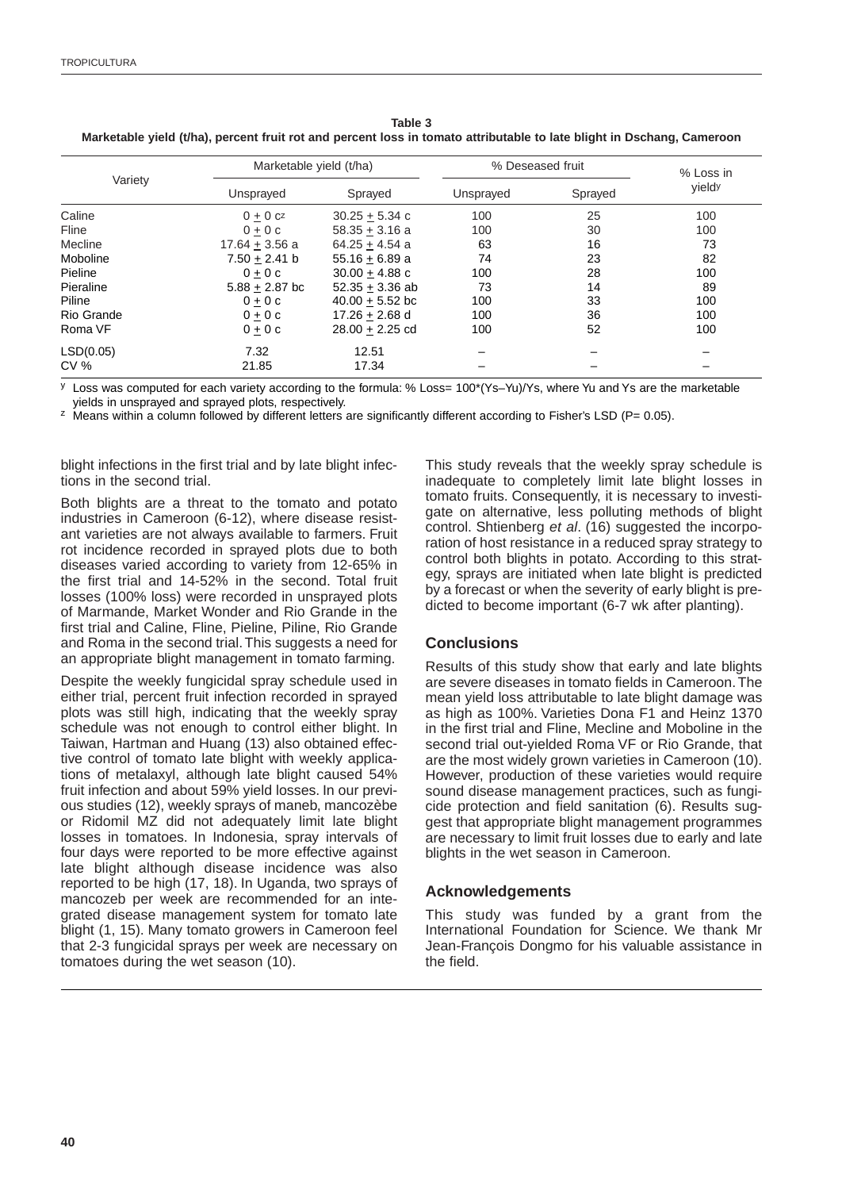**Table 3**
**Marketable yield (t/ha), percent fruit rot and percent loss in tomato attributable to late blight in Dschang, Cameroon**

| Variety | Marketable yield (t/ha) | | % Deseased fruit | | % Loss in yield[y] |
|---|---|---|---|---|---|
| | Unsprayed | Sprayed | Unsprayed | Sprayed | |
| Caline | 0 ± 0 c[z] | 30.25 ± 5.34 c | 100 | 25 | 100 |
| Fline | 0 ± 0 c | 58.35 ± 3.16 a | 100 | 30 | 100 |
| Mecline | 17.64 ± 3.56 a | 64.25 ± 4.54 a | 63 | 16 | 73 |
| Moboline | 7.50 ± 2.41 b | 55.16 ± 6.89 a | 74 | 23 | 82 |
| Pieline | 0 ± 0 c | 30.00 ± 4.88 c | 100 | 28 | 100 |
| Pieraline | 5.88 ± 2.87 bc | 52.35 ± 3.36 ab | 73 | 14 | 89 |
| Piline | 0 ± 0 c | 40.00 ± 5.52 bc | 100 | 33 | 100 |
| Rio Grande | 0 ± 0 c | 17.26 ± 2.68 d | 100 | 36 | 100 |
| Roma VF | 0 ± 0 c | 28.00 ± 2.25 cd | 100 | 52 | 100 |
| LSD(0.05) | 7.32 | 12.51 | – | – | – |
| CV % | 21.85 | 17.34 | – | – | – |

[y] Loss was computed for each variety according to the formula: % Loss= 100*(Ys–Yu)/Ys, where Yu and Ys are the marketable yields in unsprayed and sprayed plots, respectively.
[z] Means within a column followed by different letters are significantly different according to Fisher's LSD (P= 0.05).

blight infections in the first trial and by late blight infections in the second trial.

Both blights are a threat to the tomato and potato industries in Cameroon (6-12), where disease resistant varieties are not always available to farmers. Fruit rot incidence recorded in sprayed plots due to both diseases varied according to variety from 12-65% in the first trial and 14-52% in the second. Total fruit losses (100% loss) were recorded in unsprayed plots of Marmande, Market Wonder and Rio Grande in the first trial and Caline, Fline, Pieline, Piline, Rio Grande and Roma in the second trial. This suggests a need for an appropriate blight management in tomato farming.

Despite the weekly fungicidal spray schedule used in either trial, percent fruit infection recorded in sprayed plots was still high, indicating that the weekly spray schedule was not enough to control either blight. In Taiwan, Hartman and Huang (13) also obtained effective control of tomato late blight with weekly applications of metalaxyl, although late blight caused 54% fruit infection and about 59% yield losses. In our previous studies (12), weekly sprays of maneb, mancozèbe or Ridomil MZ did not adequately limit late blight losses in tomatoes. In Indonesia, spray intervals of four days were reported to be more effective against late blight although disease incidence was also reported to be high (17, 18). In Uganda, two sprays of mancozeb per week are recommended for an integrated disease management system for tomato late blight (1, 15). Many tomato growers in Cameroon feel that 2-3 fungicidal sprays per week are necessary on tomatoes during the wet season (10).

This study reveals that the weekly spray schedule is inadequate to completely limit late blight losses in tomato fruits. Consequently, it is necessary to investigate on alternative, less polluting methods of blight control. Shtienberg *et al*. (16) suggested the incorporation of host resistance in a reduced spray strategy to control both blights in potato. According to this strategy, sprays are initiated when late blight is predicted by a forecast or when the severity of early blight is predicted to become important (6-7 wk after planting).

## Conclusions

Results of this study show that early and late blights are severe diseases in tomato fields in Cameroon. The mean yield loss attributable to late blight damage was as high as 100%. Varieties Dona F1 and Heinz 1370 in the first trial and Fline, Mecline and Moboline in the second trial out-yielded Roma VF or Rio Grande, that are the most widely grown varieties in Cameroon (10). However, production of these varieties would require sound disease management practices, such as fungicide protection and field sanitation (6). Results suggest that appropriate blight management programmes are necessary to limit fruit losses due to early and late blights in the wet season in Cameroon.

## Acknowledgements

This study was funded by a grant from the International Foundation for Science. We thank Mr Jean-François Dongmo for his valuable assistance in the field.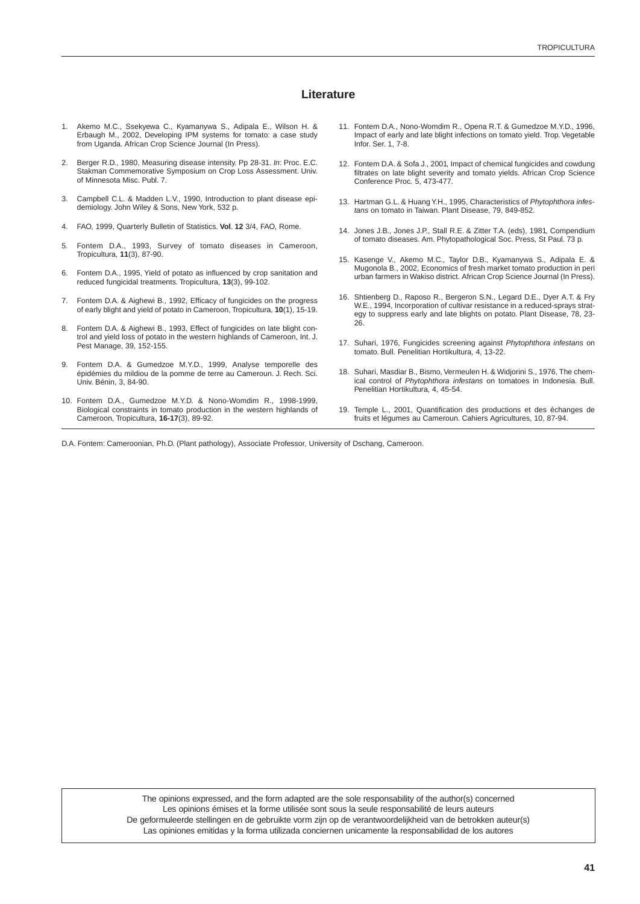## Literature

1. Akemo M.C., Ssekyewa C., Kyamanywa S., Adipala E., Wilson H. & Erbaugh M., 2002, Developing IPM systems for tomato: a case study from Uganda. African Crop Science Journal (In Press).

2. Berger R.D., 1980, Measuring disease intensity. Pp 28-31. *In*: Proc. E.C. Stakman Commemorative Symposium on Crop Loss Assessment. Univ. of Minnesota Misc. Publ. 7.

3. Campbell C.L. & Madden L.V., 1990, Introduction to plant disease epidemiology. John Wiley & Sons, New York, 532 p.

4. FAO, 1999, Quarterly Bulletin of Statistics. **Vol**. **12** 3/4, FAO, Rome.

5. Fontem D.A., 1993, Survey of tomato diseases in Cameroon, Tropicultura, **11**(3), 87-90.

6. Fontem D.A., 1995, Yield of potato as influenced by crop sanitation and reduced fungicidal treatments. Tropicultura, **13**(3), 99-102.

7. Fontem D.A. & Aighewi B., 1992, Efficacy of fungicides on the progress of early blight and yield of potato in Cameroon, Tropicultura, **10**(1), 15-19.

8. Fontem D.A. & Aighewi B., 1993, Effect of fungicides on late blight control and yield loss of potato in the western highlands of Cameroon, Int. J. Pest Manage, 39, 152-155.

9. Fontem D.A. & Gumedzoe M.Y.D., 1999, Analyse temporelle des épidémies du mildiou de la pomme de terre au Cameroun. J. Rech. Sci. Univ. Bénin, 3, 84-90.

10. Fontem D.A., Gumedzoe M.Y.D. & Nono-Womdim R., 1998-1999, Biological constraints in tomato production in the western highlands of Cameroon, Tropicultura, **16-17**(3), 89-92.

11. Fontem D.A., Nono-Womdim R., Opena R.T. & Gumedzoe M.Y.D., 1996, Impact of early and late blight infections on tomato yield. Trop. Vegetable Infor. Ser. 1, 7-8.

12. Fontem D.A. & Sofa J., 2001, Impact of chemical fungicides and cowdung filtrates on late blight severity and tomato yields. African Crop Science Conference Proc. 5, 473-477.

13. Hartman G.L. & Huang Y.H., 1995, Characteristics of *Phytophthora infestans* on tomato in Taiwan. Plant Disease, 79, 849-852.

14. Jones J.B., Jones J.P., Stall R.E. & Zitter T.A. (eds), 1981, Compendium of tomato diseases. Am. Phytopathological Soc. Press, St Paul. 73 p.

15. Kasenge V., Akemo M.C., Taylor D.B., Kyamanywa S., Adipala E. & Mugonola B., 2002, Economics of fresh market tomato production in peri urban farmers in Wakiso district. African Crop Science Journal (In Press).

16. Shtienberg D., Raposo R., Bergeron S.N., Legard D.E., Dyer A.T. & Fry W.E., 1994, Incorporation of cultivar resistance in a reduced-sprays strategy to suppress early and late blights on potato. Plant Disease, 78, 23-26.

17. Suhari, 1976, Fungicides screening against *Phytophthora infestans* on tomato. Bull. Penelitian Hortikultura, 4, 13-22.

18. Suhari, Masdiar B., Bismo, Vermeulen H. & Widjorini S., 1976, The chemical control of *Phytophthora infestans* on tomatoes in Indonesia. Bull. Penelitian Hortikultura, 4, 45-54.

19. Temple L., 2001, Quantification des productions et des échanges de fruits et légumes au Cameroun. Cahiers Agricultures, 10, 87-94.

D.A. Fontem: Cameroonian, Ph.D. (Plant pathology), Associate Professor, University of Dschang, Cameroon.

The opinions expressed, and the form adapted are the sole responsability of the author(s) concerned
Les opinions émises et la forme utilisée sont sous la seule responsabilité de leurs auteurs
De geformuleerde stellingen en de gebruikte vorm zijn op de verantwoordelijkheid van de betrokken auteur(s)
Las opiniones emitidas y la forma utilizada conciernen unicamente la responsabilidad de los autores